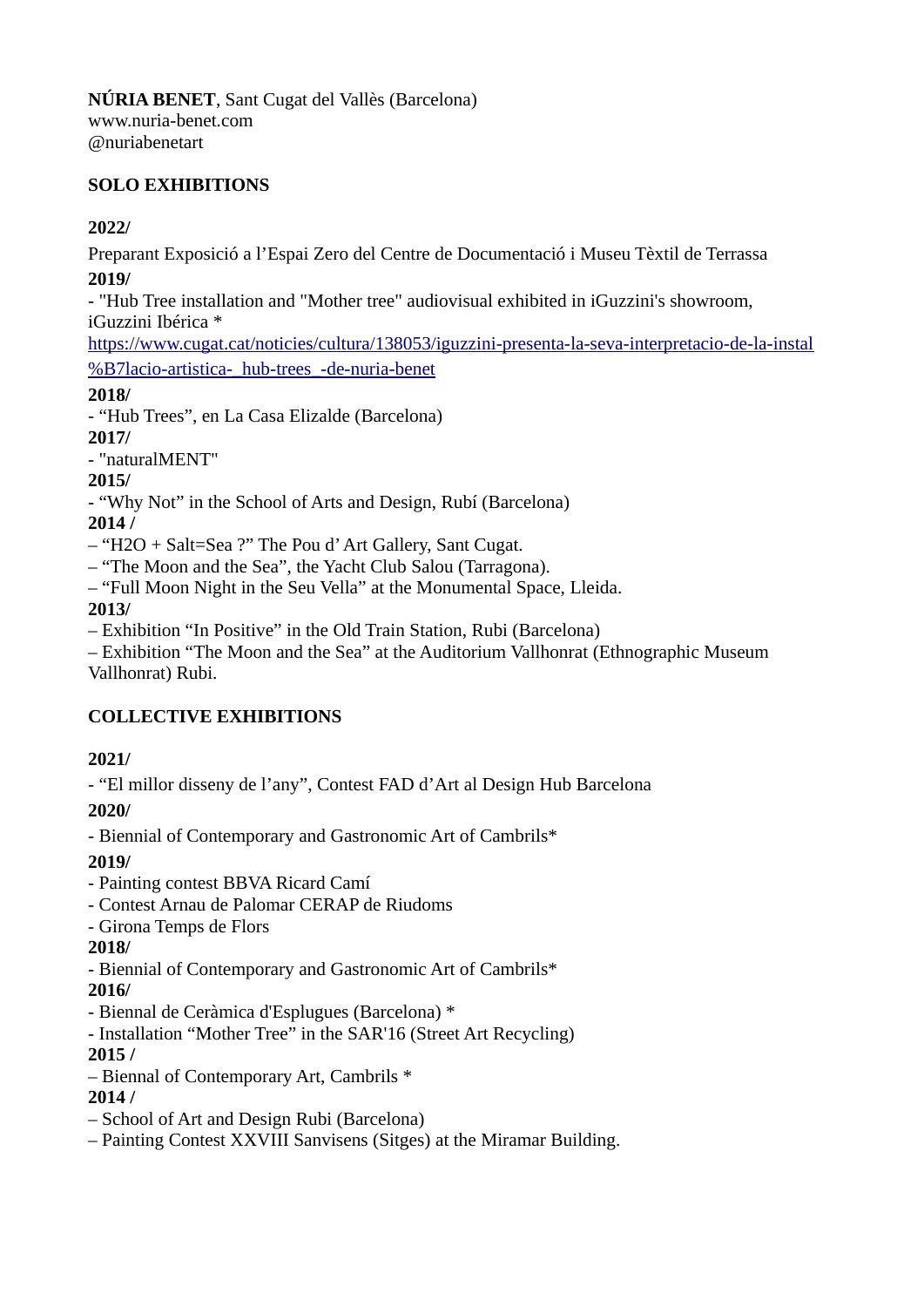**NÚRIA BENET**, Sant Cugat del Vallès (Barcelona)
www.nuria-benet.com
@nuriabenetart

## SOLO EXHIBITIONS

**2022/**

Preparant Exposició a l'Espai Zero del Centre de Documentació i Museu Tèxtil de Terrassa

**2019/**

- "Hub Tree installation and "Mother tree" audiovisual exhibited in iGuzzini's showroom, iGuzzini Ibérica *
[https://www.cugat.cat/noticies/cultura/138053/iguzzini-presenta-la-seva-interpretacio-de-la-instal%B7lacio-artistica-_hub-trees_-de-nuria-benet](https://www.cugat.cat/noticies/cultura/138053/iguzzini-presenta-la-seva-interpretacio-de-la-instal%B7lacio-artistica-_hub-trees_-de-nuria-benet)

**2018/**

- "Hub Trees", en La Casa Elizalde (Barcelona)

**2017/**

- "naturalMENT"

**2015/**

- "Why Not" in the School of Arts and Design, Rubí (Barcelona)

**2014 /**

– "H2O + Salt=Sea ?" The Pou d' Art Gallery, Sant Cugat.
– "The Moon and the Sea", the Yacht Club Salou (Tarragona).
– "Full Moon Night in the Seu Vella" at the Monumental Space, Lleida.

**2013/**

– Exhibition "In Positive" in the Old Train Station, Rubi (Barcelona)
– Exhibition "The Moon and the Sea" at the Auditorium Vallhonrat (Ethnographic Museum Vallhonrat) Rubi.

## COLLECTIVE EXHIBITIONS

**2021/**

- "El millor disseny de l'any", Contest FAD d'Art al Design Hub Barcelona

**2020/**

- Biennial of Contemporary and Gastronomic Art of Cambrils*

**2019/**

- Painting contest BBVA Ricard Camí
- Contest Arnau de Palomar CERAP de Riudoms
- Girona Temps de Flors

**2018/**

- Biennial of Contemporary and Gastronomic Art of Cambrils*

**2016/**

- Biennal de Ceràmica d'Esplugues (Barcelona) *
- Installation "Mother Tree" in the SAR'16 (Street Art Recycling)

**2015 /**

– Biennial of Contemporary Art, Cambrils *

**2014 /**

– School of Art and Design Rubi (Barcelona)
– Painting Contest XXVIII Sanvisens (Sitges) at the Miramar Building.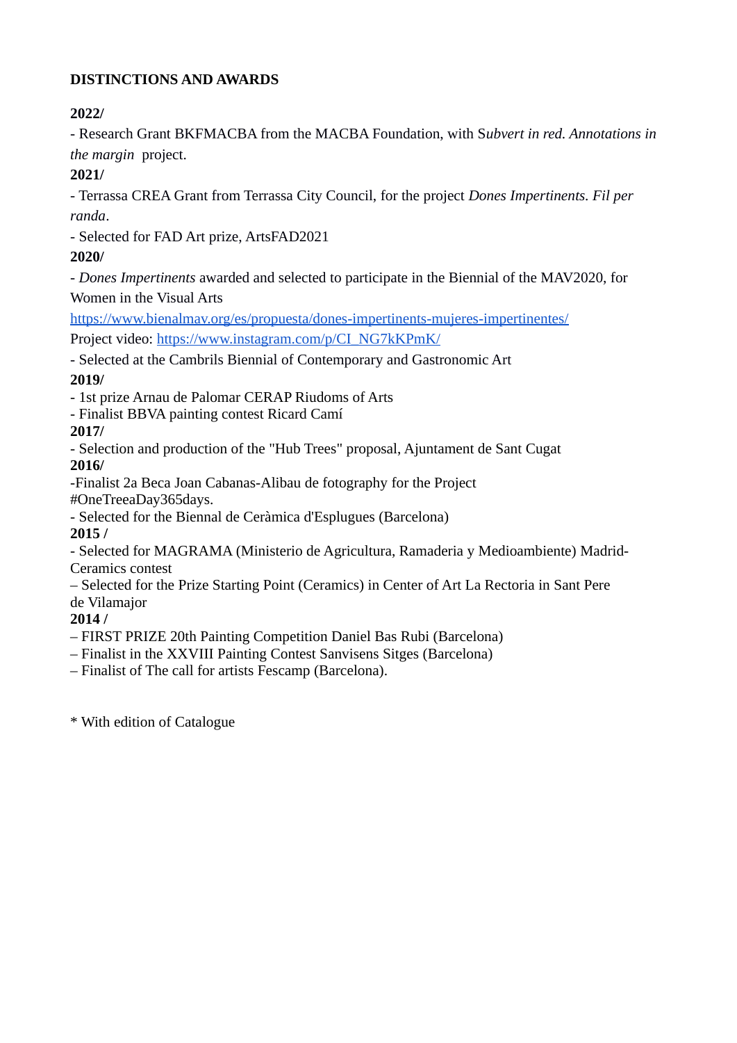**DISTINCTIONS AND AWARDS**

**2022/**

- Research Grant BKFMACBA from the MACBA Foundation, with S*ubvert in red. Annotations in the margin* project.

**2021/**

- Terrassa CREA Grant from Terrassa City Council, for the project *Dones Impertinents. Fil per randa*.
- Selected for FAD Art prize, ArtsFAD2021

**2020/**

- *Dones Impertinents* awarded and selected to participate in the Biennial of the MAV2020, for Women in the Visual Arts

https://www.bienalmav.org/es/propuesta/dones-impertinents-mujeres-impertinentes/

Project video: https://www.instagram.com/p/CI_NG7kKPmK/

- Selected at the Cambrils Biennial of Contemporary and Gastronomic Art

**2019/**

- 1st prize Arnau de Palomar CERAP Riudoms of Arts
- Finalist BBVA painting contest Ricard Camí

**2017/**

- Selection and production of the "Hub Trees" proposal, Ajuntament de Sant Cugat

**2016/**

-Finalist 2a Beca Joan Cabanas-Alibau de fotography for the Project #OneTreeaDay365days.

- Selected for the Biennal de Ceràmica d'Esplugues (Barcelona)

**2015 /**

- Selected for MAGRAMA (Ministerio de Agricultura, Ramaderia y Medioambiente) Madrid-Ceramics contest

– Selected for the Prize Starting Point (Ceramics) in Center of Art La Rectoria in Sant Pere de Vilamajor

**2014 /**

– FIRST PRIZE 20th Painting Competition Daniel Bas Rubi (Barcelona)

– Finalist in the XXVIII Painting Contest Sanvisens Sitges (Barcelona)

– Finalist of The call for artists Fescamp (Barcelona).

\* With edition of Catalogue